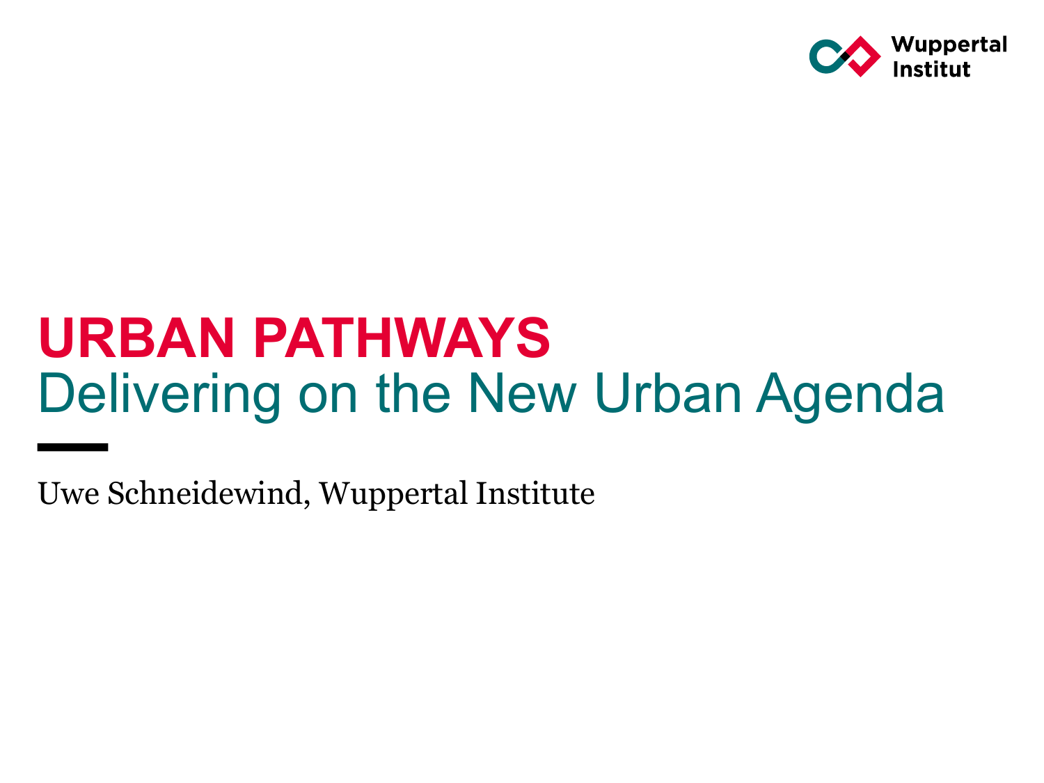Wuppertal Institut

# URBAN PATHWAYS

## Delivering on the New Urban Agenda

Uwe Schneidewind, Wuppertal Institute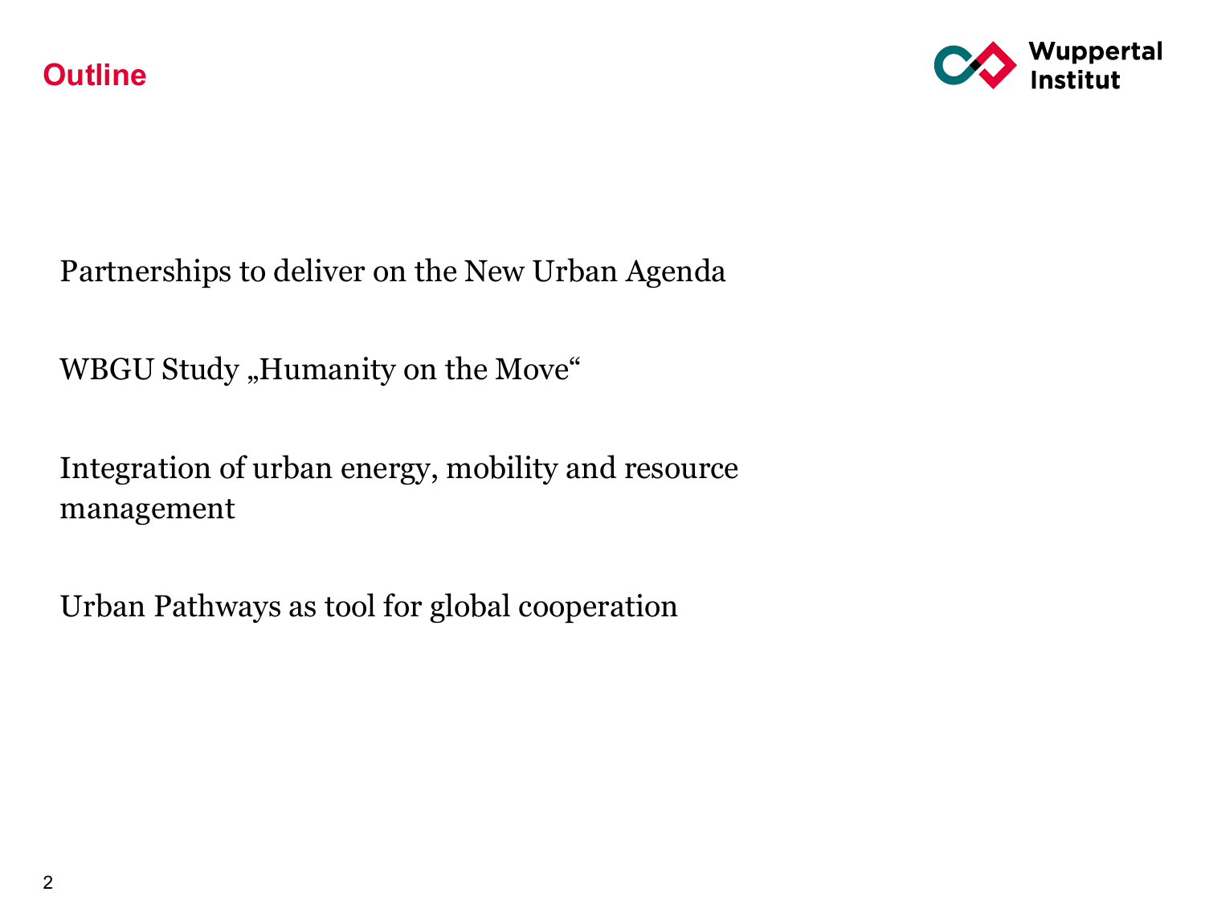## Outline

Partnerships to deliver on the New Urban Agenda

WBGU Study „Humanity on the Move“

Integration of urban energy, mobility and resource management

Urban Pathways as tool for global cooperation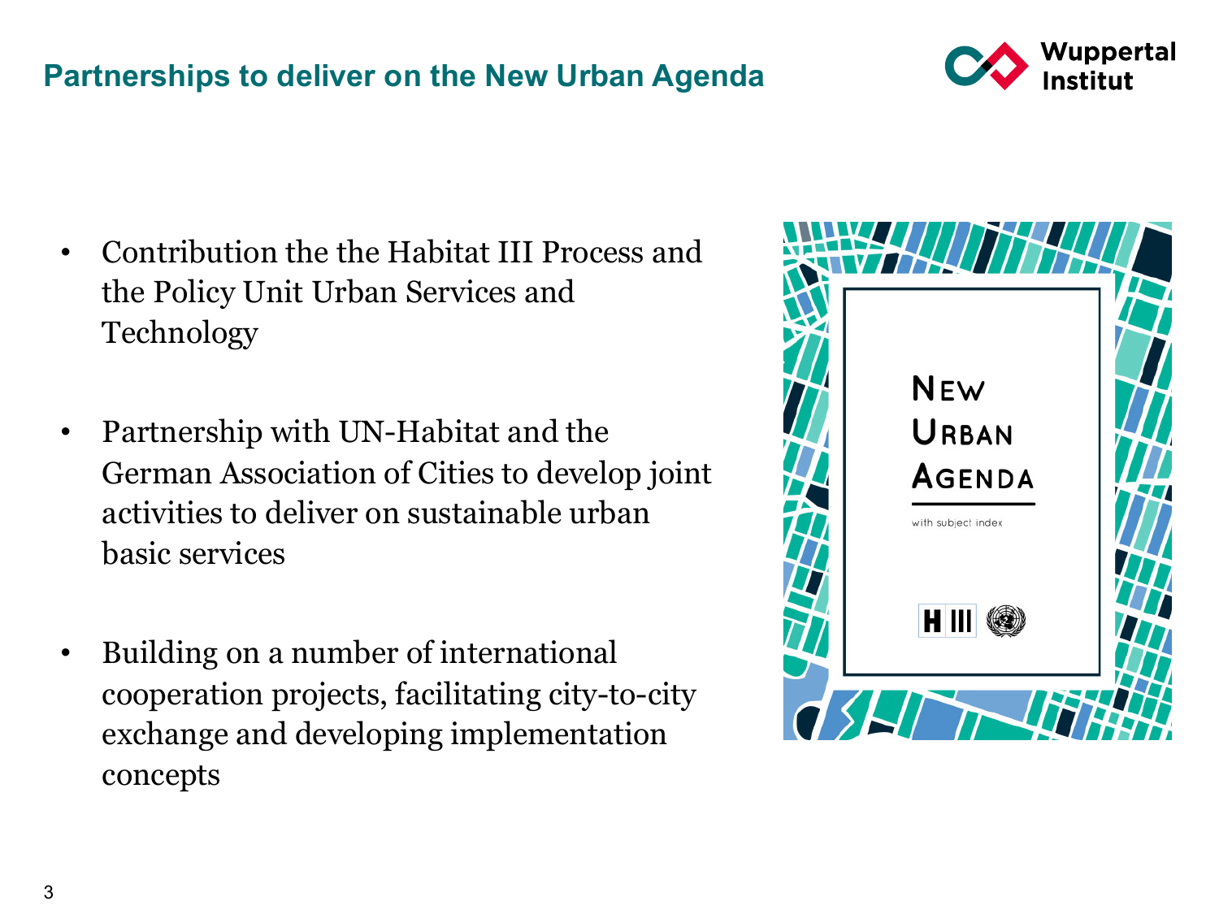## Partnerships to deliver on the New Urban Agenda

- Contribution the the Habitat III Process and the Policy Unit Urban Services and Technology
- Partnership with UN-Habitat and the German Association of Cities to develop joint activities to deliver on sustainable urban basic services
- Building on a number of international cooperation projects, facilitating city-to-city exchange and developing implementation concepts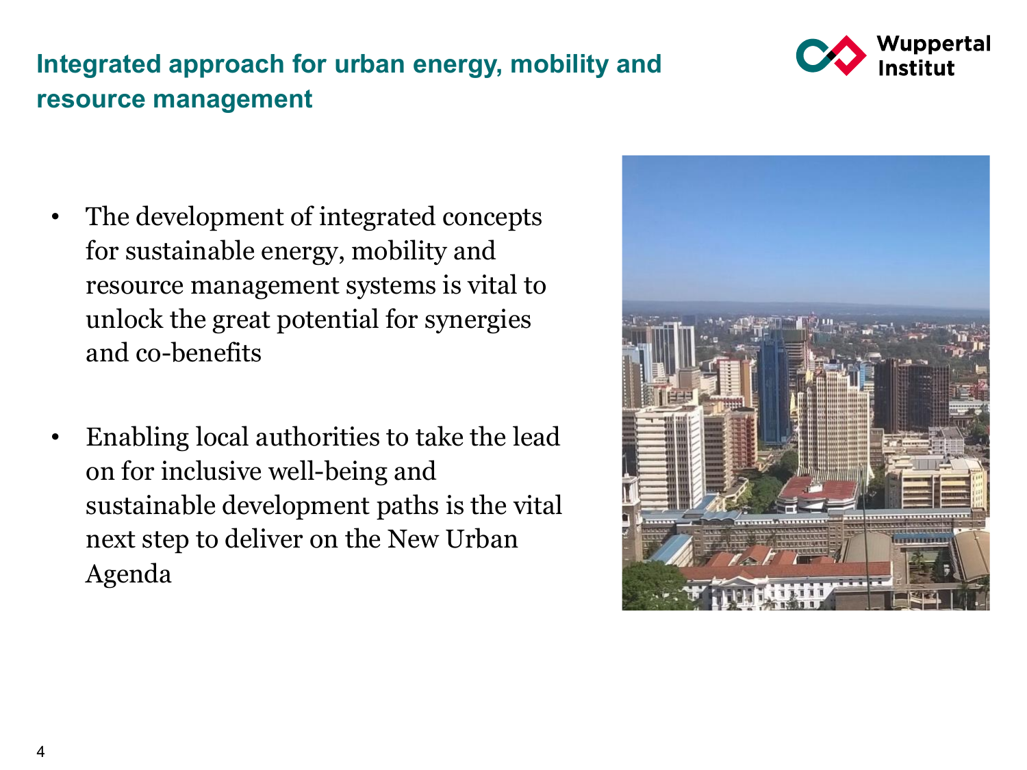## Integrated approach for urban energy, mobility and resource management

- The development of integrated concepts for sustainable energy, mobility and resource management systems is vital to unlock the great potential for synergies and co-benefits

- Enabling local authorities to take the lead on for inclusive well-being and sustainable development paths is the vital next step to deliver on the New Urban Agenda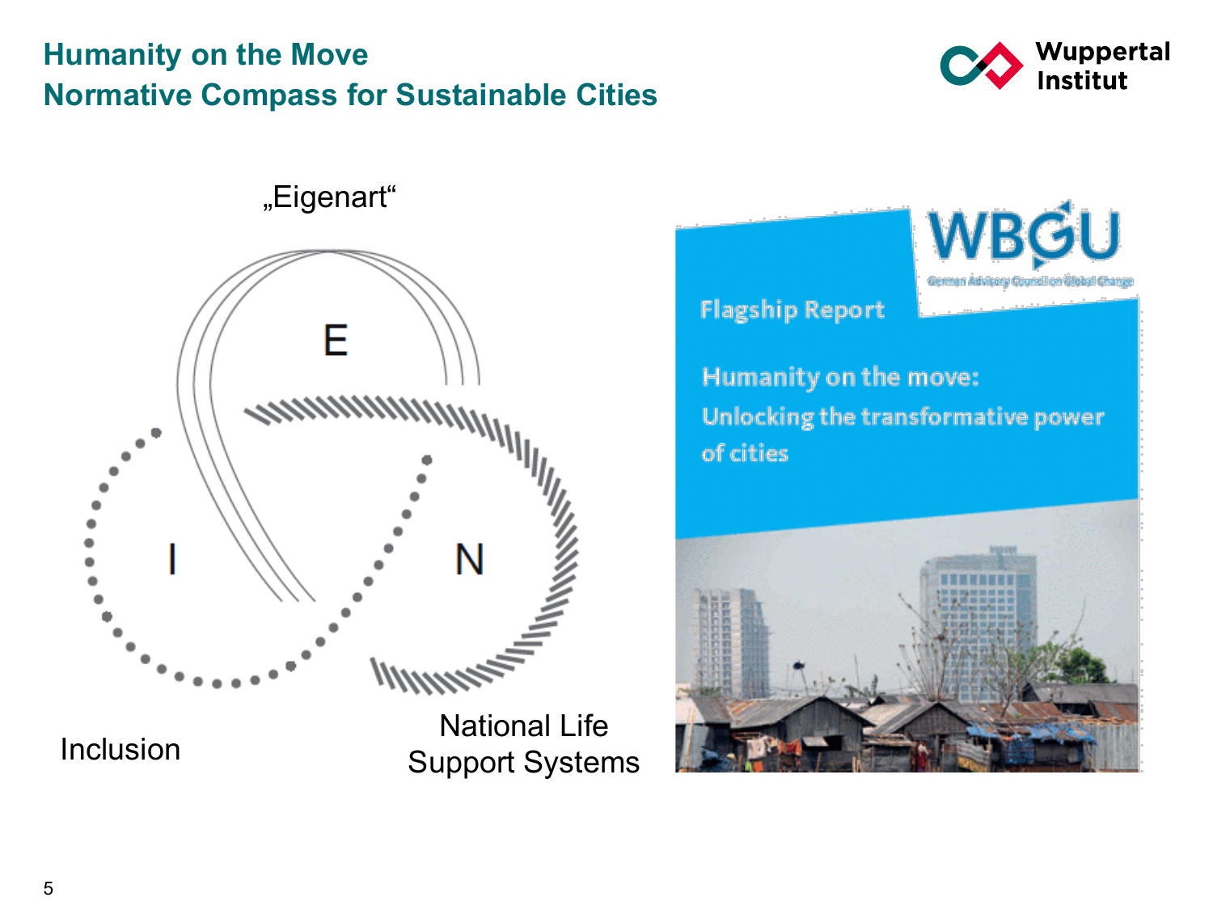# Humanity on the Move
## Normative Compass for Sustainable Cities

„Eigenart“

E

I

N

Inclusion

National Life Support Systems

WBGU

German Advisory Council on Global Change

Flagship Report

Humanity on the move: Unlocking the transformative power of cities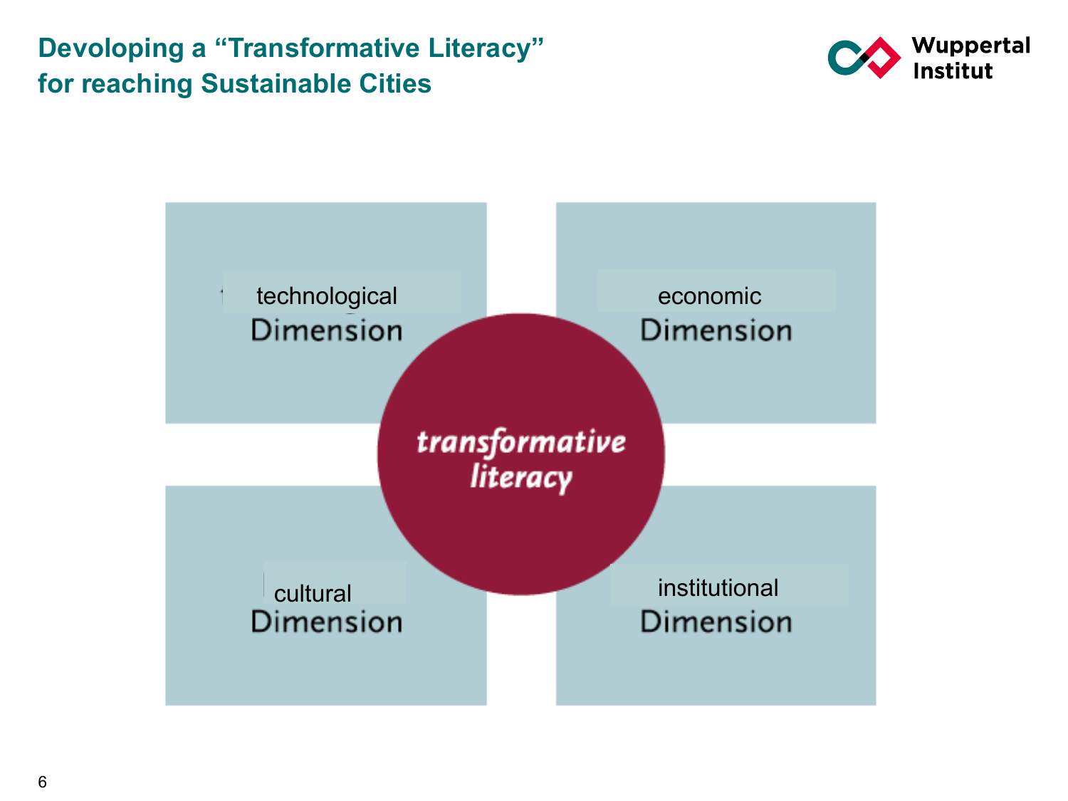# Devoloping a "Transformative Literacy" for reaching Sustainable Cities

technological Dimension

economic Dimension

*transformative literacy*

cultural Dimension

institutional Dimension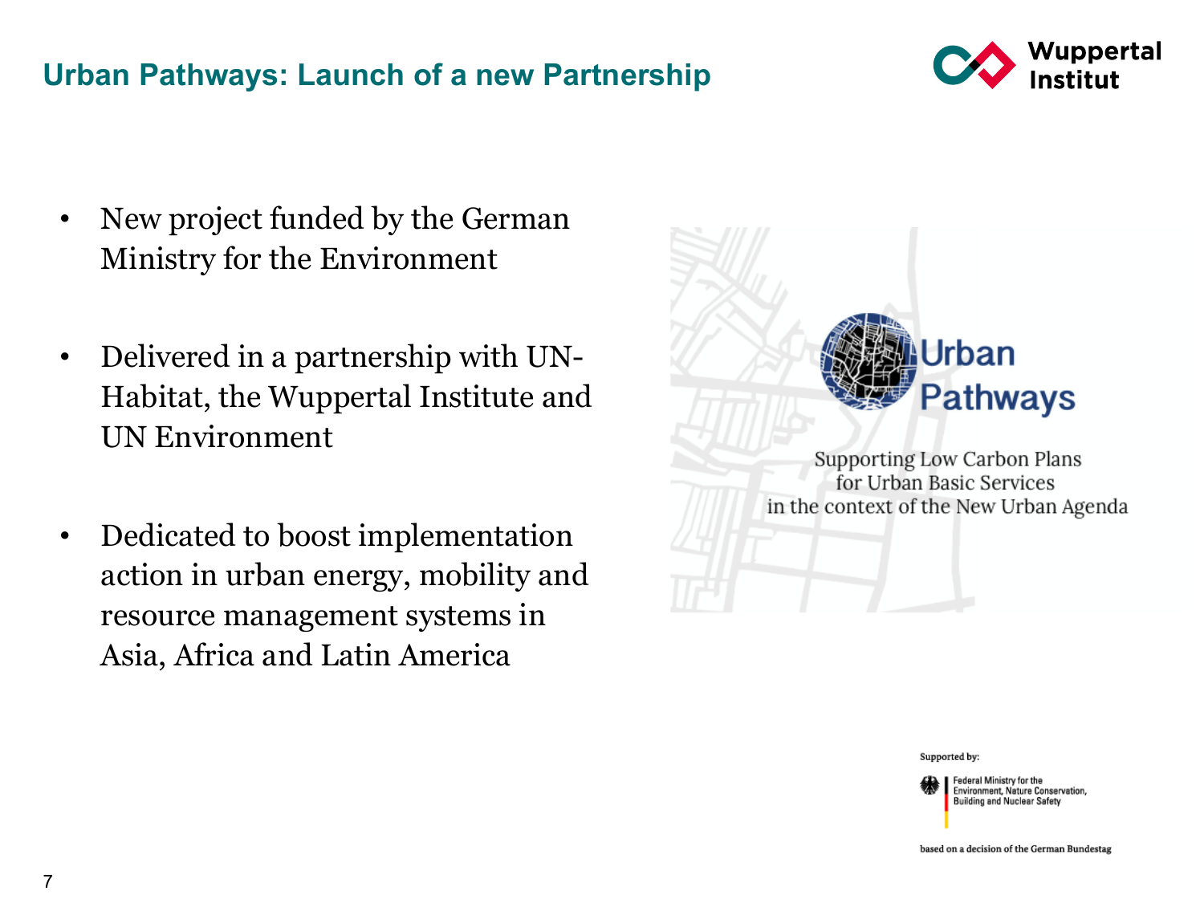## Urban Pathways: Launch of a new Partnership

- New project funded by the German Ministry for the Environment
- Delivered in a partnership with UN-Habitat, the Wuppertal Institute and UN Environment
- Dedicated to boost implementation action in urban energy, mobility and resource management systems in Asia, Africa and Latin America

Urban Pathways

Supporting Low Carbon Plans for Urban Basic Services in the context of the New Urban Agenda

Supported by:

Federal Ministry for the Environment, Nature Conservation, Building and Nuclear Safety

based on a decision of the German Bundestag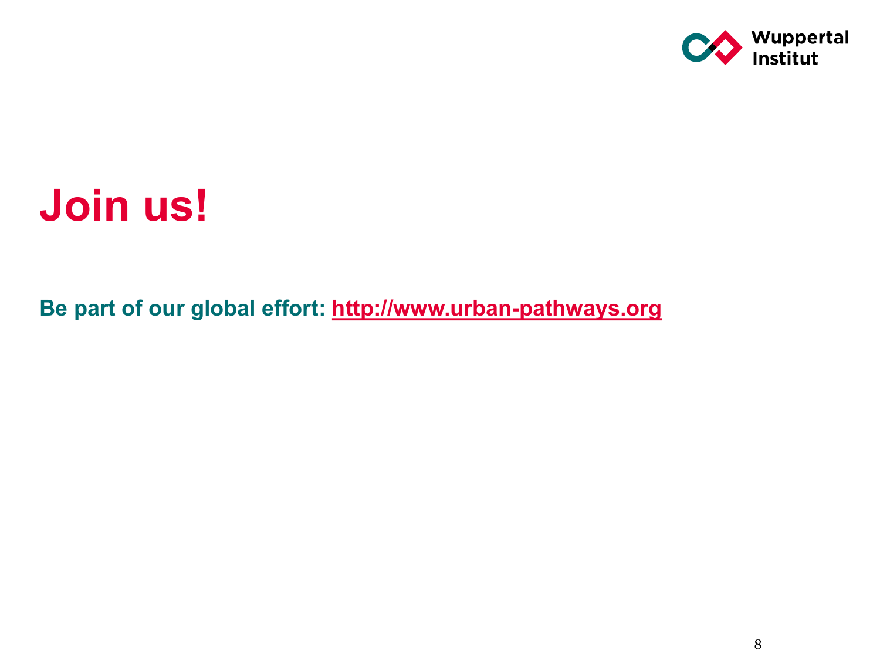# Join us!

**Be part of our global effort: http://www.urban-pathways.org**